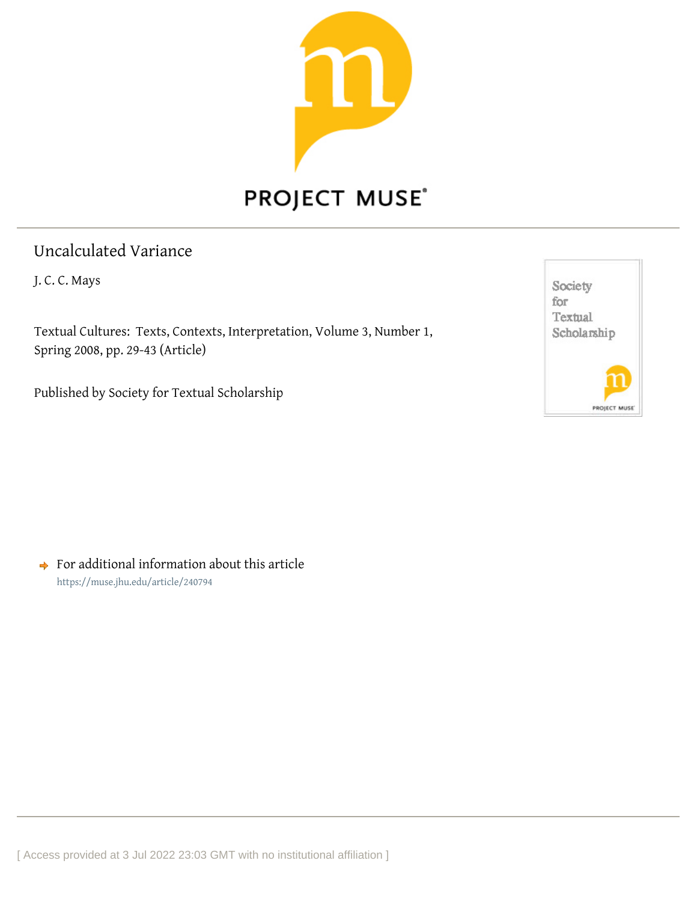# Uncalculated Variance

J. C. C. Mays

Textual Cultures: Texts, Contexts, Interpretation, Volume 3, Number 1, Spring 2008, pp. 29-43 (Article)

Published by Society for Textual Scholarship

For additional information about this article

https://muse.jhu.edu/article/240794

[ Access provided at 3 Jul 2022 23:03 GMT with no institutional affiliation ]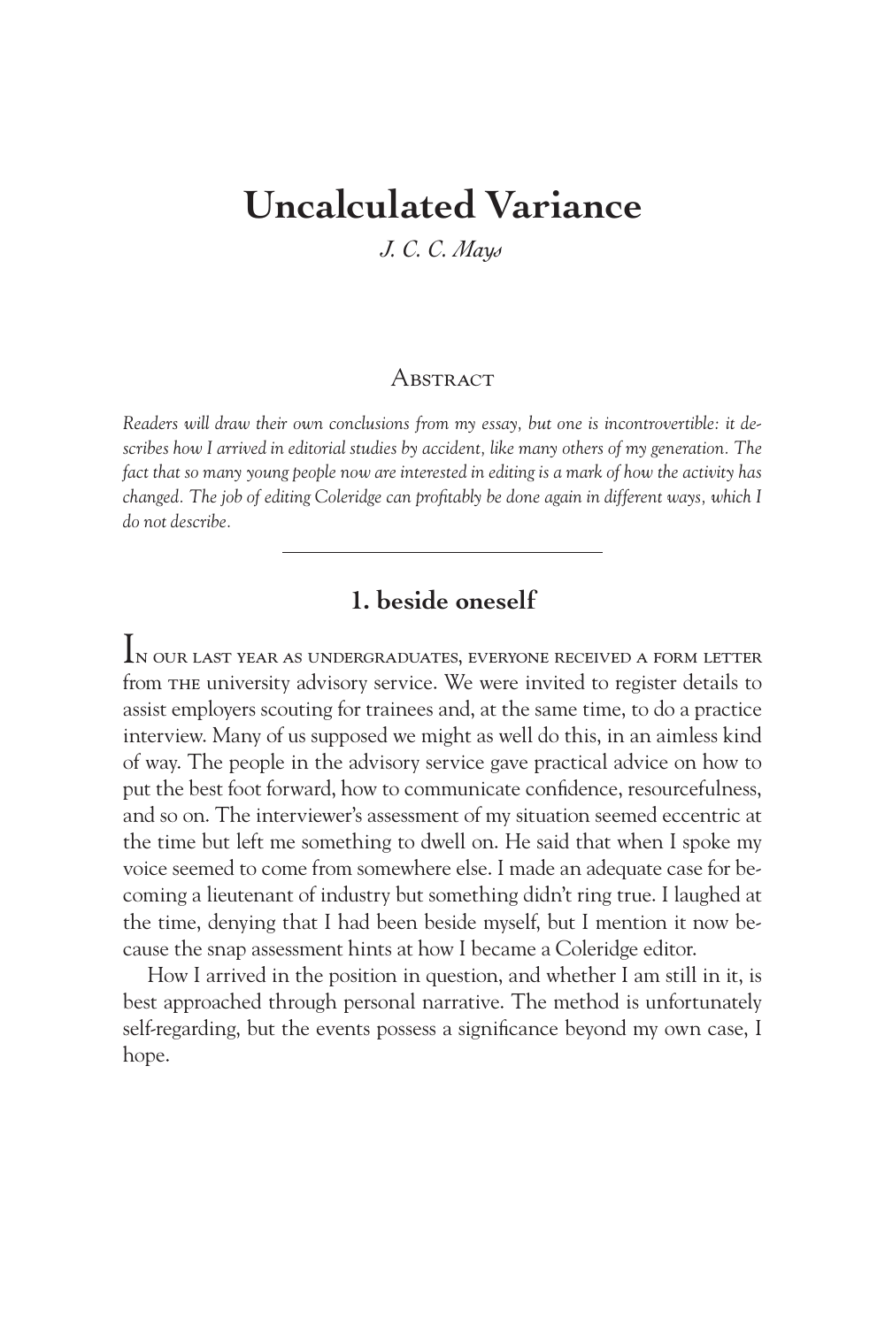# Uncalculated Variance

*J. C. C. Mays*

## Abstract

*Readers will draw their own conclusions from my essay, but one is incontrovertible: it describes how I arrived in editorial studies by accident, like many others of my generation. The fact that so many young people now are interested in editing is a mark of how the activity has changed. The job of editing Coleridge can profitably be done again in different ways, which I do not describe.*

---

## 1. beside oneself

In our last year as undergraduates, everyone received a form letter from the university advisory service. We were invited to register details to assist employers scouting for trainees and, at the same time, to do a practice interview. Many of us supposed we might as well do this, in an aimless kind of way. The people in the advisory service gave practical advice on how to put the best foot forward, how to communicate confidence, resourcefulness, and so on. The interviewer's assessment of my situation seemed eccentric at the time but left me something to dwell on. He said that when I spoke my voice seemed to come from somewhere else. I made an adequate case for becoming a lieutenant of industry but something didn't ring true. I laughed at the time, denying that I had been beside myself, but I mention it now because the snap assessment hints at how I became a Coleridge editor.

How I arrived in the position in question, and whether I am still in it, is best approached through personal narrative. The method is unfortunately self-regarding, but the events possess a significance beyond my own case, I hope.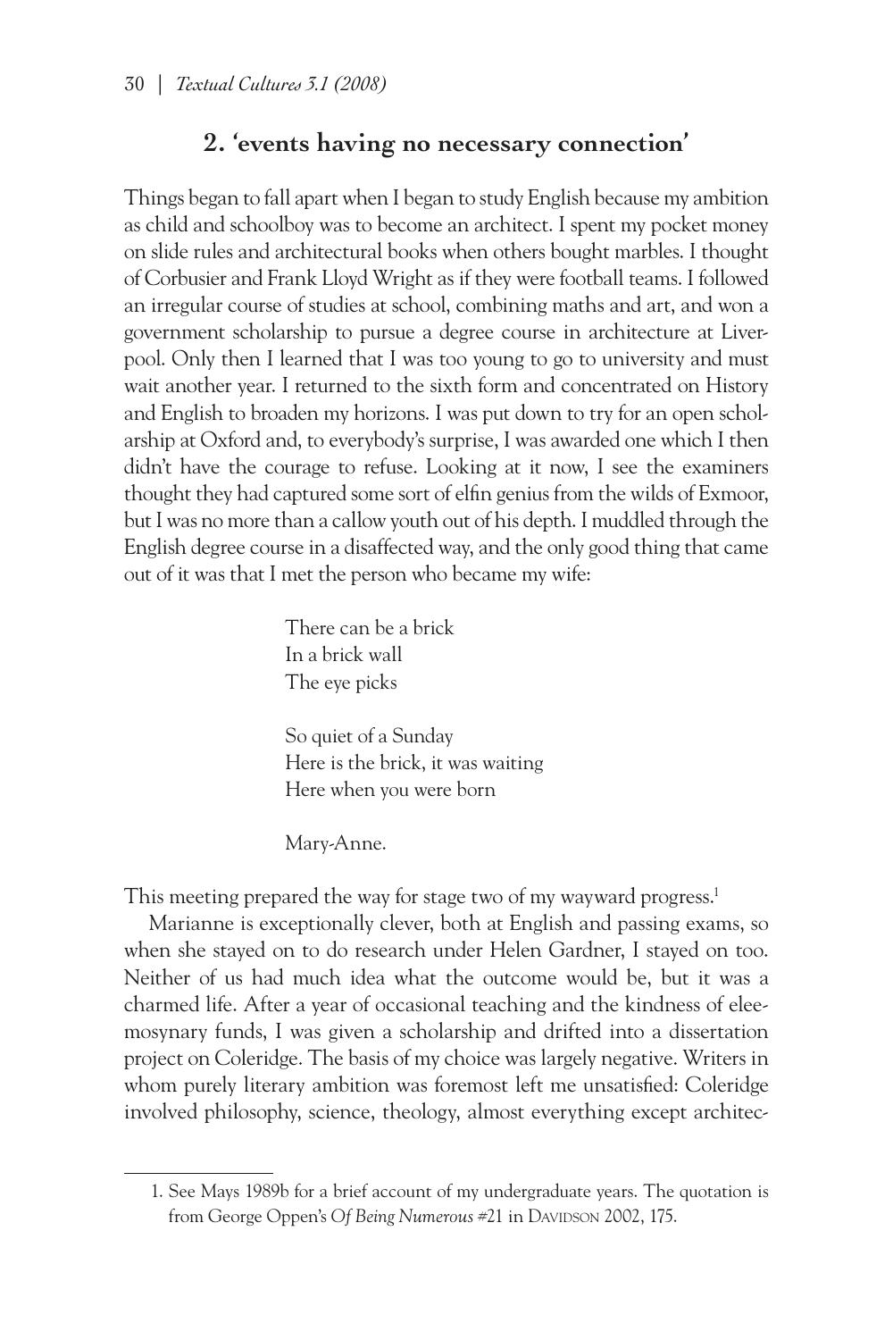## 2. 'events having no necessary connection'

Things began to fall apart when I began to study English because my ambition as child and schoolboy was to become an architect. I spent my pocket money on slide rules and architectural books when others bought marbles. I thought of Corbusier and Frank Lloyd Wright as if they were football teams. I followed an irregular course of studies at school, combining maths and art, and won a government scholarship to pursue a degree course in architecture at Liverpool. Only then I learned that I was too young to go to university and must wait another year. I returned to the sixth form and concentrated on History and English to broaden my horizons. I was put down to try for an open scholarship at Oxford and, to everybody's surprise, I was awarded one which I then didn't have the courage to refuse. Looking at it now, I see the examiners thought they had captured some sort of elfin genius from the wilds of Exmoor, but I was no more than a callow youth out of his depth. I muddled through the English degree course in a disaffected way, and the only good thing that came out of it was that I met the person who became my wife:

> There can be a brick
> In a brick wall
> The eye picks
>
> So quiet of a Sunday
> Here is the brick, it was waiting
> Here when you were born
>
> Mary-Anne.

This meeting prepared the way for stage two of my wayward progress.[1]

Marianne is exceptionally clever, both at English and passing exams, so when she stayed on to do research under Helen Gardner, I stayed on too. Neither of us had much idea what the outcome would be, but it was a charmed life. After a year of occasional teaching and the kindness of eleemosynary funds, I was given a scholarship and drifted into a dissertation project on Coleridge. The basis of my choice was largely negative. Writers in whom purely literary ambition was foremost left me unsatisfied: Coleridge involved philosophy, science, theology, almost everything except architec-

---

1. See Mays 1989b for a brief account of my undergraduate years. The quotation is from George Oppen's *Of Being Numerous* #21 in Davidson 2002, 175.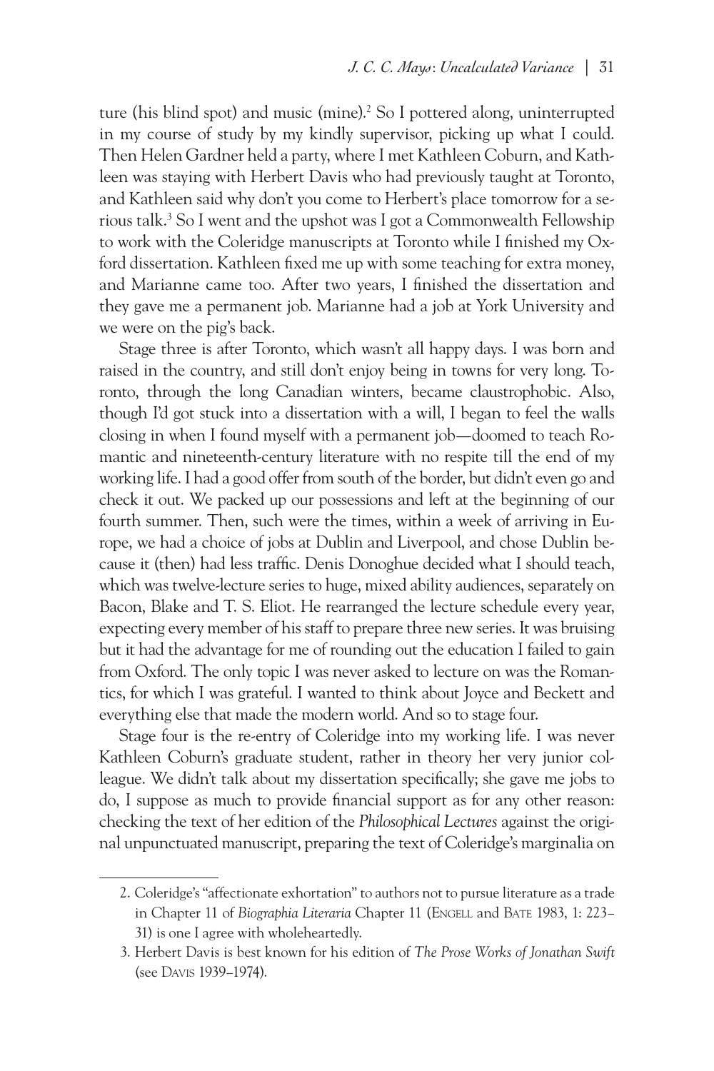ture (his blind spot) and music (mine).[2] So I pottered along, uninterrupted in my course of study by my kindly supervisor, picking up what I could. Then Helen Gardner held a party, where I met Kathleen Coburn, and Kathleen was staying with Herbert Davis who had previously taught at Toronto, and Kathleen said why don't you come to Herbert's place tomorrow for a serious talk.[3] So I went and the upshot was I got a Commonwealth Fellowship to work with the Coleridge manuscripts at Toronto while I finished my Oxford dissertation. Kathleen fixed me up with some teaching for extra money, and Marianne came too. After two years, I finished the dissertation and they gave me a permanent job. Marianne had a job at York University and we were on the pig's back.

Stage three is after Toronto, which wasn't all happy days. I was born and raised in the country, and still don't enjoy being in towns for very long. Toronto, through the long Canadian winters, became claustrophobic. Also, though I'd got stuck into a dissertation with a will, I began to feel the walls closing in when I found myself with a permanent job—doomed to teach Romantic and nineteenth-century literature with no respite till the end of my working life. I had a good offer from south of the border, but didn't even go and check it out. We packed up our possessions and left at the beginning of our fourth summer. Then, such were the times, within a week of arriving in Europe, we had a choice of jobs at Dublin and Liverpool, and chose Dublin because it (then) had less traffic. Denis Donoghue decided what I should teach, which was twelve-lecture series to huge, mixed ability audiences, separately on Bacon, Blake and T. S. Eliot. He rearranged the lecture schedule every year, expecting every member of his staff to prepare three new series. It was bruising but it had the advantage for me of rounding out the education I failed to gain from Oxford. The only topic I was never asked to lecture on was the Romantics, for which I was grateful. I wanted to think about Joyce and Beckett and everything else that made the modern world. And so to stage four.

Stage four is the re-entry of Coleridge into my working life. I was never Kathleen Coburn's graduate student, rather in theory her very junior colleague. We didn't talk about my dissertation specifically; she gave me jobs to do, I suppose as much to provide financial support as for any other reason: checking the text of her edition of the *Philosophical Lectures* against the original unpunctuated manuscript, preparing the text of Coleridge's marginalia on

---

2. Coleridge's "affectionate exhortation" to authors not to pursue literature as a trade in Chapter 11 of *Biographia Literaria* Chapter 11 (Engell and Bate 1983, 1: 223–31) is one I agree with wholeheartedly.

3. Herbert Davis is best known for his edition of *The Prose Works of Jonathan Swift* (see Davis 1939–1974).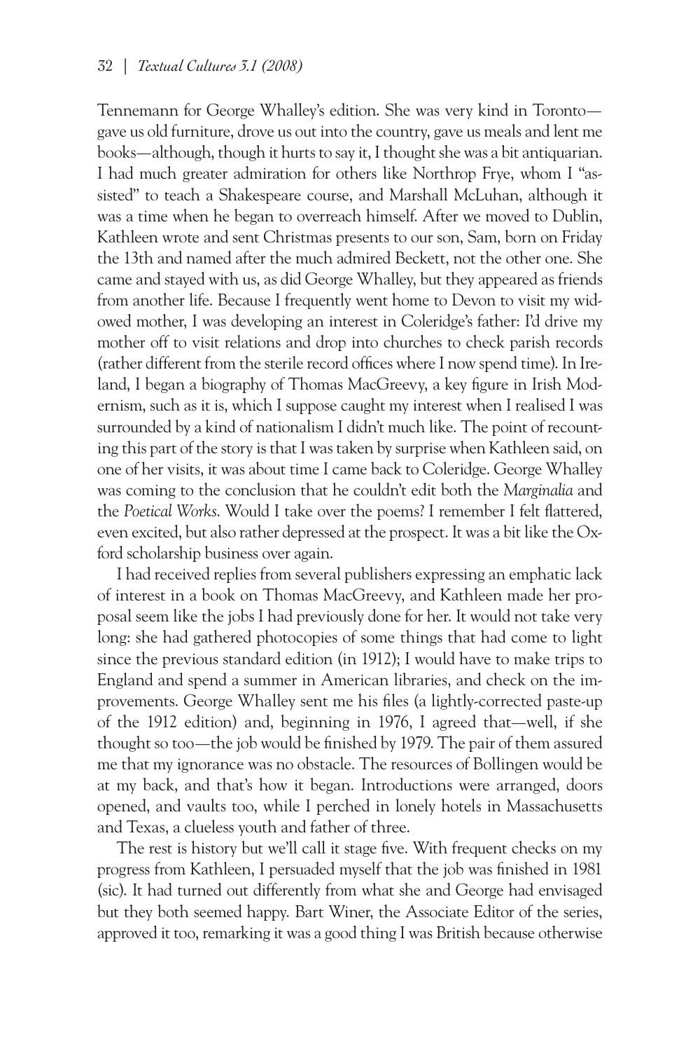Tennemann for George Whalley's edition. She was very kind in Toronto—gave us old furniture, drove us out into the country, gave us meals and lent me books—although, though it hurts to say it, I thought she was a bit antiquarian. I had much greater admiration for others like Northrop Frye, whom I "assisted" to teach a Shakespeare course, and Marshall McLuhan, although it was a time when he began to overreach himself. After we moved to Dublin, Kathleen wrote and sent Christmas presents to our son, Sam, born on Friday the 13th and named after the much admired Beckett, not the other one. She came and stayed with us, as did George Whalley, but they appeared as friends from another life. Because I frequently went home to Devon to visit my widowed mother, I was developing an interest in Coleridge's father: I'd drive my mother off to visit relations and drop into churches to check parish records (rather different from the sterile record offices where I now spend time). In Ireland, I began a biography of Thomas MacGreevy, a key figure in Irish Modernism, such as it is, which I suppose caught my interest when I realised I was surrounded by a kind of nationalism I didn't much like. The point of recounting this part of the story is that I was taken by surprise when Kathleen said, on one of her visits, it was about time I came back to Coleridge. George Whalley was coming to the conclusion that he couldn't edit both the *Marginalia* and the *Poetical Works*. Would I take over the poems? I remember I felt flattered, even excited, but also rather depressed at the prospect. It was a bit like the Oxford scholarship business over again.

I had received replies from several publishers expressing an emphatic lack of interest in a book on Thomas MacGreevy, and Kathleen made her proposal seem like the jobs I had previously done for her. It would not take very long: she had gathered photocopies of some things that had come to light since the previous standard edition (in 1912); I would have to make trips to England and spend a summer in American libraries, and check on the improvements. George Whalley sent me his files (a lightly-corrected paste-up of the 1912 edition) and, beginning in 1976, I agreed that—well, if she thought so too—the job would be finished by 1979. The pair of them assured me that my ignorance was no obstacle. The resources of Bollingen would be at my back, and that's how it began. Introductions were arranged, doors opened, and vaults too, while I perched in lonely hotels in Massachusetts and Texas, a clueless youth and father of three.

The rest is history but we'll call it stage five. With frequent checks on my progress from Kathleen, I persuaded myself that the job was finished in 1981 (sic). It had turned out differently from what she and George had envisaged but they both seemed happy. Bart Winer, the Associate Editor of the series, approved it too, remarking it was a good thing I was British because otherwise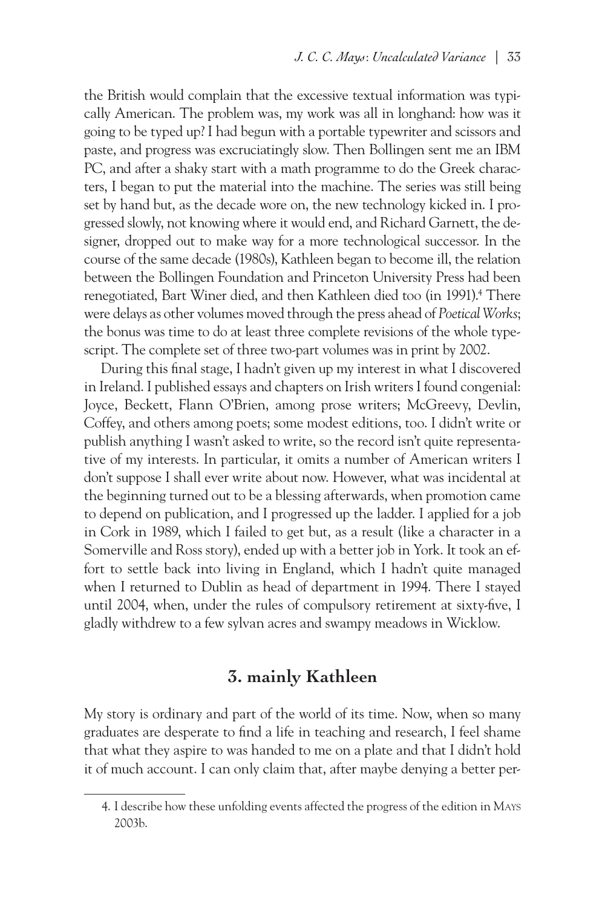the British would complain that the excessive textual information was typically American. The problem was, my work was all in longhand: how was it going to be typed up? I had begun with a portable typewriter and scissors and paste, and progress was excruciatingly slow. Then Bollingen sent me an IBM PC, and after a shaky start with a math programme to do the Greek characters, I began to put the material into the machine. The series was still being set by hand but, as the decade wore on, the new technology kicked in. I progressed slowly, not knowing where it would end, and Richard Garnett, the designer, dropped out to make way for a more technological successor. In the course of the same decade (1980s), Kathleen began to become ill, the relation between the Bollingen Foundation and Princeton University Press had been renegotiated, Bart Winer died, and then Kathleen died too (in 1991).[4] There were delays as other volumes moved through the press ahead of *Poetical Works*; the bonus was time to do at least three complete revisions of the whole typescript. The complete set of three two-part volumes was in print by 2002.

During this final stage, I hadn't given up my interest in what I discovered in Ireland. I published essays and chapters on Irish writers I found congenial: Joyce, Beckett, Flann O'Brien, among prose writers; McGreevy, Devlin, Coffey, and others among poets; some modest editions, too. I didn't write or publish anything I wasn't asked to write, so the record isn't quite representative of my interests. In particular, it omits a number of American writers I don't suppose I shall ever write about now. However, what was incidental at the beginning turned out to be a blessing afterwards, when promotion came to depend on publication, and I progressed up the ladder. I applied for a job in Cork in 1989, which I failed to get but, as a result (like a character in a Somerville and Ross story), ended up with a better job in York. It took an effort to settle back into living in England, which I hadn't quite managed when I returned to Dublin as head of department in 1994. There I stayed until 2004, when, under the rules of compulsory retirement at sixty-five, I gladly withdrew to a few sylvan acres and swampy meadows in Wicklow.

## 3. mainly Kathleen

My story is ordinary and part of the world of its time. Now, when so many graduates are desperate to find a life in teaching and research, I feel shame that what they aspire to was handed to me on a plate and that I didn't hold it of much account. I can only claim that, after maybe denying a better per-

---

4. I describe how these unfolding events affected the progress of the edition in MAYS 2003b.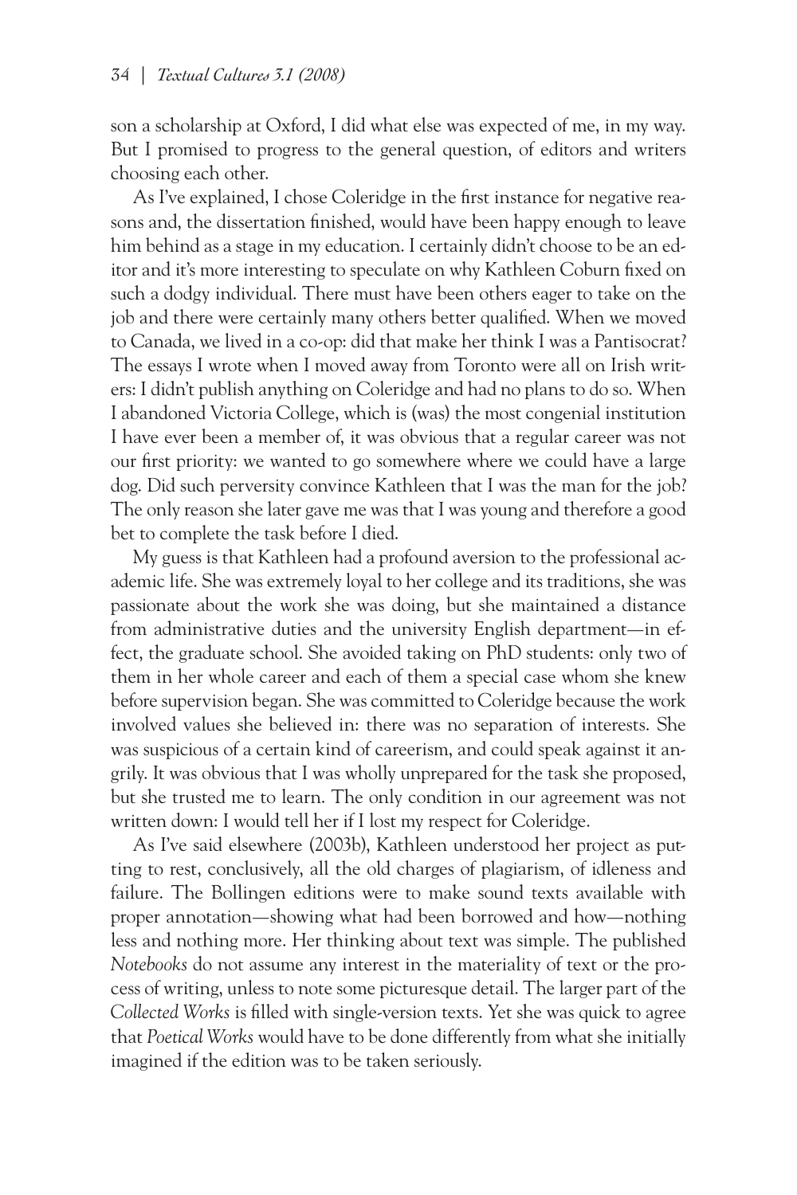son a scholarship at Oxford, I did what else was expected of me, in my way. But I promised to progress to the general question, of editors and writers choosing each other.

As I've explained, I chose Coleridge in the first instance for negative reasons and, the dissertation finished, would have been happy enough to leave him behind as a stage in my education. I certainly didn't choose to be an editor and it's more interesting to speculate on why Kathleen Coburn fixed on such a dodgy individual. There must have been others eager to take on the job and there were certainly many others better qualified. When we moved to Canada, we lived in a co-op: did that make her think I was a Pantisocrat? The essays I wrote when I moved away from Toronto were all on Irish writers: I didn't publish anything on Coleridge and had no plans to do so. When I abandoned Victoria College, which is (was) the most congenial institution I have ever been a member of, it was obvious that a regular career was not our first priority: we wanted to go somewhere where we could have a large dog. Did such perversity convince Kathleen that I was the man for the job? The only reason she later gave me was that I was young and therefore a good bet to complete the task before I died.

My guess is that Kathleen had a profound aversion to the professional academic life. She was extremely loyal to her college and its traditions, she was passionate about the work she was doing, but she maintained a distance from administrative duties and the university English department—in effect, the graduate school. She avoided taking on PhD students: only two of them in her whole career and each of them a special case whom she knew before supervision began. She was committed to Coleridge because the work involved values she believed in: there was no separation of interests. She was suspicious of a certain kind of careerism, and could speak against it angrily. It was obvious that I was wholly unprepared for the task she proposed, but she trusted me to learn. The only condition in our agreement was not written down: I would tell her if I lost my respect for Coleridge.

As I've said elsewhere (2003b), Kathleen understood her project as putting to rest, conclusively, all the old charges of plagiarism, of idleness and failure. The Bollingen editions were to make sound texts available with proper annotation—showing what had been borrowed and how—nothing less and nothing more. Her thinking about text was simple. The published *Notebooks* do not assume any interest in the materiality of text or the process of writing, unless to note some picturesque detail. The larger part of the *Collected Works* is filled with single-version texts. Yet she was quick to agree that *Poetical Works* would have to be done differently from what she initially imagined if the edition was to be taken seriously.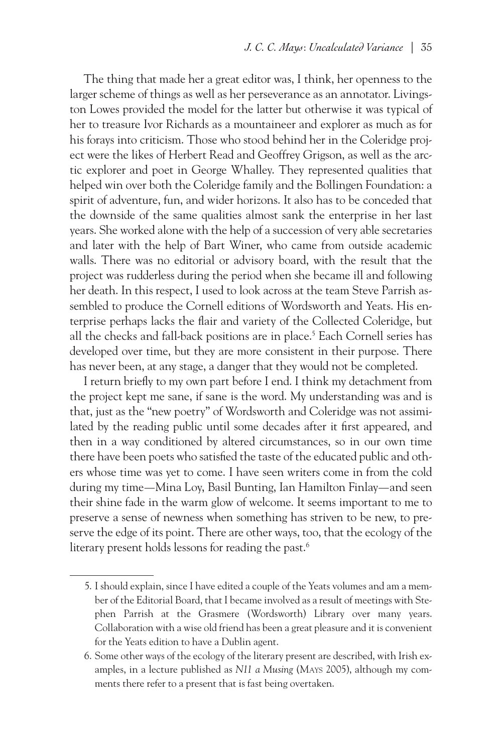The thing that made her a great editor was, I think, her openness to the larger scheme of things as well as her perseverance as an annotator. Livingston Lowes provided the model for the latter but otherwise it was typical of her to treasure Ivor Richards as a mountaineer and explorer as much as for his forays into criticism. Those who stood behind her in the Coleridge project were the likes of Herbert Read and Geoffrey Grigson, as well as the arctic explorer and poet in George Whalley. They represented qualities that helped win over both the Coleridge family and the Bollingen Foundation: a spirit of adventure, fun, and wider horizons. It also has to be conceded that the downside of the same qualities almost sank the enterprise in her last years. She worked alone with the help of a succession of very able secretaries and later with the help of Bart Winer, who came from outside academic walls. There was no editorial or advisory board, with the result that the project was rudderless during the period when she became ill and following her death. In this respect, I used to look across at the team Steve Parrish assembled to produce the Cornell editions of Wordsworth and Yeats. His enterprise perhaps lacks the flair and variety of the Collected Coleridge, but all the checks and fall-back positions are in place.[5] Each Cornell series has developed over time, but they are more consistent in their purpose. There has never been, at any stage, a danger that they would not be completed.

I return briefly to my own part before I end. I think my detachment from the project kept me sane, if sane is the word. My understanding was and is that, just as the "new poetry" of Wordsworth and Coleridge was not assimilated by the reading public until some decades after it first appeared, and then in a way conditioned by altered circumstances, so in our own time there have been poets who satisfied the taste of the educated public and others whose time was yet to come. I have seen writers come in from the cold during my time—Mina Loy, Basil Bunting, Ian Hamilton Finlay—and seen their shine fade in the warm glow of welcome. It seems important to me to preserve a sense of newness when something has striven to be new, to preserve the edge of its point. There are other ways, too, that the ecology of the literary present holds lessons for reading the past.[6]

---

5. I should explain, since I have edited a couple of the Yeats volumes and am a member of the Editorial Board, that I became involved as a result of meetings with Stephen Parrish at the Grasmere (Wordsworth) Library over many years. Collaboration with a wise old friend has been a great pleasure and it is convenient for the Yeats edition to have a Dublin agent.

6. Some other ways of the ecology of the literary present are described, with Irish examples, in a lecture published as *N11 a Musing* (Mays 2005), although my comments there refer to a present that is fast being overtaken.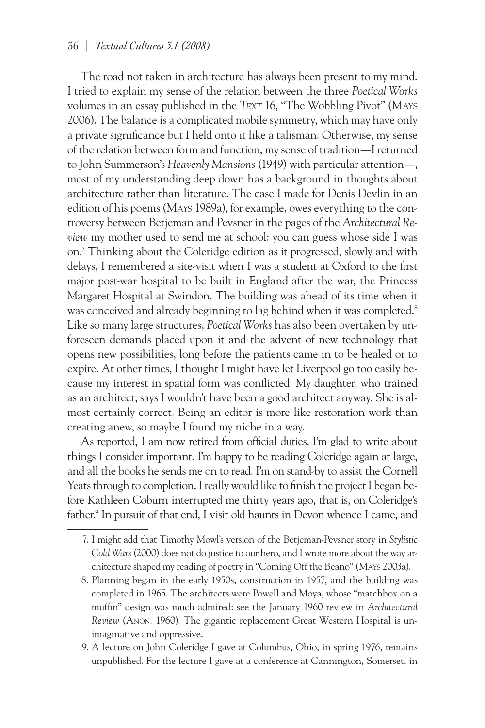The road not taken in architecture has always been present to my mind. I tried to explain my sense of the relation between the three *Poetical Works* volumes in an essay published in the *Text* 16, "The Wobbling Pivot" (Mays 2006). The balance is a complicated mobile symmetry, which may have only a private significance but I held onto it like a talisman. Otherwise, my sense of the relation between form and function, my sense of tradition—I returned to John Summerson's *Heavenly Mansions* (1949) with particular attention—, most of my understanding deep down has a background in thoughts about architecture rather than literature. The case I made for Denis Devlin in an edition of his poems (Mays 1989a), for example, owes everything to the controversy between Betjeman and Pevsner in the pages of the *Architectural Review* my mother used to send me at school: you can guess whose side I was on.[7] Thinking about the Coleridge edition as it progressed, slowly and with delays, I remembered a site-visit when I was a student at Oxford to the first major post-war hospital to be built in England after the war, the Princess Margaret Hospital at Swindon. The building was ahead of its time when it was conceived and already beginning to lag behind when it was completed.[8] Like so many large structures, *Poetical Works* has also been overtaken by unforeseen demands placed upon it and the advent of new technology that opens new possibilities, long before the patients came in to be healed or to expire. At other times, I thought I might have let Liverpool go too easily because my interest in spatial form was conflicted. My daughter, who trained as an architect, says I wouldn't have been a good architect anyway. She is almost certainly correct. Being an editor is more like restoration work than creating anew, so maybe I found my niche in a way.

As reported, I am now retired from official duties. I'm glad to write about things I consider important. I'm happy to be reading Coleridge again at large, and all the books he sends me on to read. I'm on stand-by to assist the Cornell Yeats through to completion. I really would like to finish the project I began before Kathleen Coburn interrupted me thirty years ago, that is, on Coleridge's father.[9] In pursuit of that end, I visit old haunts in Devon whence I came, and

7. I might add that Timothy Mowl's version of the Betjeman-Pevsner story in *Stylistic Cold Wars* (2000) does not do justice to our hero, and I wrote more about the way architecture shaped my reading of poetry in "Coming Off the Beano" (Mays 2003a).

8. Planning began in the early 1950s, construction in 1957, and the building was completed in 1965. The architects were Powell and Moya, whose "matchbox on a muffin" design was much admired: see the January 1960 review in *Architectural Review* (Anon. 1960). The gigantic replacement Great Western Hospital is unimaginative and oppressive.

9. A lecture on John Coleridge I gave at Columbus, Ohio, in spring 1976, remains unpublished. For the lecture I gave at a conference at Cannington, Somerset, in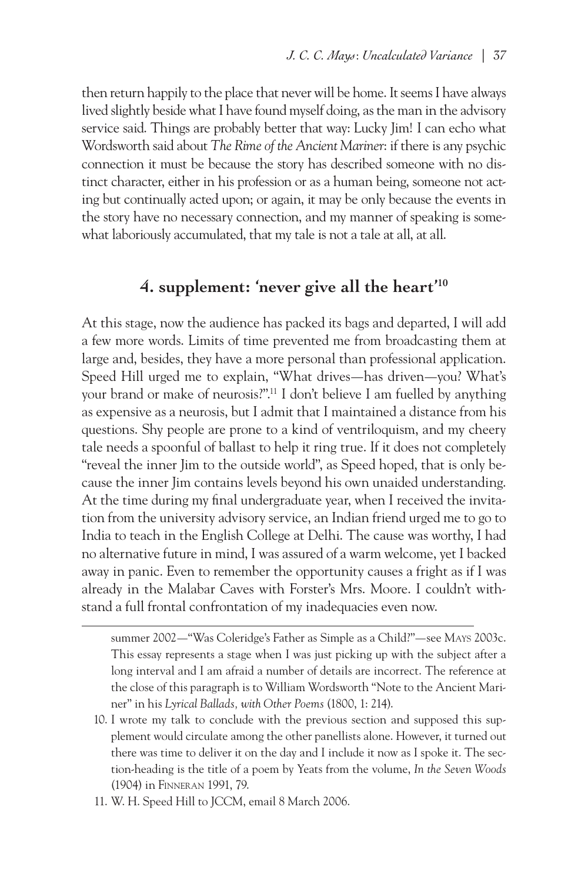then return happily to the place that never will be home. It seems I have always lived slightly beside what I have found myself doing, as the man in the advisory service said. Things are probably better that way: Lucky Jim! I can echo what Wordsworth said about *The Rime of the Ancient Mariner*: if there is any psychic connection it must be because the story has described someone with no distinct character, either in his profession or as a human being, someone not acting but continually acted upon; or again, it may be only because the events in the story have no necessary connection, and my manner of speaking is somewhat laboriously accumulated, that my tale is not a tale at all, at all.

## 4. supplement: 'never give all the heart'[10]

At this stage, now the audience has packed its bags and departed, I will add a few more words. Limits of time prevented me from broadcasting them at large and, besides, they have a more personal than professional application. Speed Hill urged me to explain, "What drives—has driven—you? What's your brand or make of neurosis?".[11] I don't believe I am fuelled by anything as expensive as a neurosis, but I admit that I maintained a distance from his questions. Shy people are prone to a kind of ventriloquism, and my cheery tale needs a spoonful of ballast to help it ring true. If it does not completely "reveal the inner Jim to the outside world", as Speed hoped, that is only because the inner Jim contains levels beyond his own unaided understanding. At the time during my final undergraduate year, when I received the invitation from the university advisory service, an Indian friend urged me to go to India to teach in the English College at Delhi. The cause was worthy, I had no alternative future in mind, I was assured of a warm welcome, yet I backed away in panic. Even to remember the opportunity causes a fright as if I was already in the Malabar Caves with Forster's Mrs. Moore. I couldn't withstand a full frontal confrontation of my inadequacies even now.

---

summer 2002—"Was Coleridge's Father as Simple as a Child?"—see MAYS 2003c. This essay represents a stage when I was just picking up with the subject after a long interval and I am afraid a number of details are incorrect. The reference at the close of this paragraph is to William Wordsworth "Note to the Ancient Mariner" in his *Lyrical Ballads, with Other Poems* (1800, 1: 214).

10. I wrote my talk to conclude with the previous section and supposed this supplement would circulate among the other panellists alone. However, it turned out there was time to deliver it on the day and I include it now as I spoke it. The section-heading is the title of a poem by Yeats from the volume, *In the Seven Woods* (1904) in FINNERAN 1991, 79.

11. W. H. Speed Hill to JCCM, email 8 March 2006.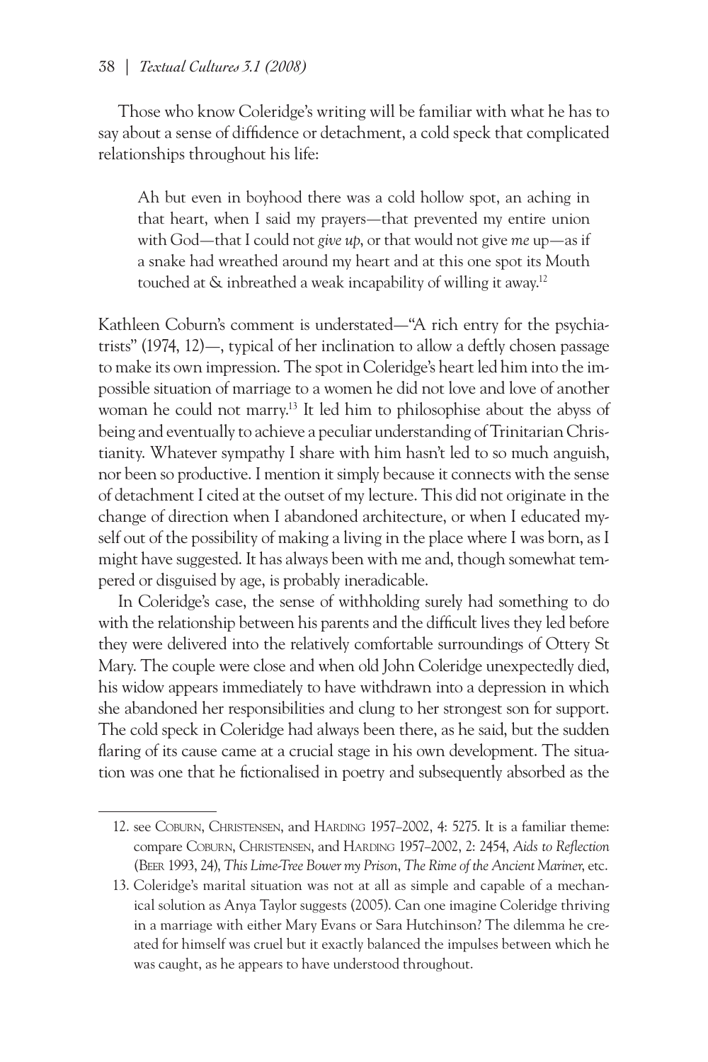Those who know Coleridge's writing will be familiar with what he has to say about a sense of diffidence or detachment, a cold speck that complicated relationships throughout his life:

> Ah but even in boyhood there was a cold hollow spot, an aching in that heart, when I said my prayers—that prevented my entire union with God—that I could not *give up*, or that would not give *me* up—as if a snake had wreathed around my heart and at this one spot its Mouth touched at & inbreathed a weak incapability of willing it away.[12]

Kathleen Coburn's comment is understated—"A rich entry for the psychiatrists" (1974, 12)—, typical of her inclination to allow a deftly chosen passage to make its own impression. The spot in Coleridge's heart led him into the impossible situation of marriage to a women he did not love and love of another woman he could not marry.[13] It led him to philosophise about the abyss of being and eventually to achieve a peculiar understanding of Trinitarian Christianity. Whatever sympathy I share with him hasn't led to so much anguish, nor been so productive. I mention it simply because it connects with the sense of detachment I cited at the outset of my lecture. This did not originate in the change of direction when I abandoned architecture, or when I educated myself out of the possibility of making a living in the place where I was born, as I might have suggested. It has always been with me and, though somewhat tempered or disguised by age, is probably ineradicable.

In Coleridge's case, the sense of withholding surely had something to do with the relationship between his parents and the difficult lives they led before they were delivered into the relatively comfortable surroundings of Ottery St Mary. The couple were close and when old John Coleridge unexpectedly died, his widow appears immediately to have withdrawn into a depression in which she abandoned her responsibilities and clung to her strongest son for support. The cold speck in Coleridge had always been there, as he said, but the sudden flaring of its cause came at a crucial stage in his own development. The situation was one that he fictionalised in poetry and subsequently absorbed as the

---

12. see Coburn, Christensen, and Harding 1957–2002, 4: 5275. It is a familiar theme: compare Coburn, Christensen, and Harding 1957–2002, 2: 2454, *Aids to Reflection* (Beer 1993, 24), *This Lime-Tree Bower my Prison*, *The Rime of the Ancient Mariner*, etc.

13. Coleridge's marital situation was not at all as simple and capable of a mechanical solution as Anya Taylor suggests (2005). Can one imagine Coleridge thriving in a marriage with either Mary Evans or Sara Hutchinson? The dilemma he created for himself was cruel but it exactly balanced the impulses between which he was caught, as he appears to have understood throughout.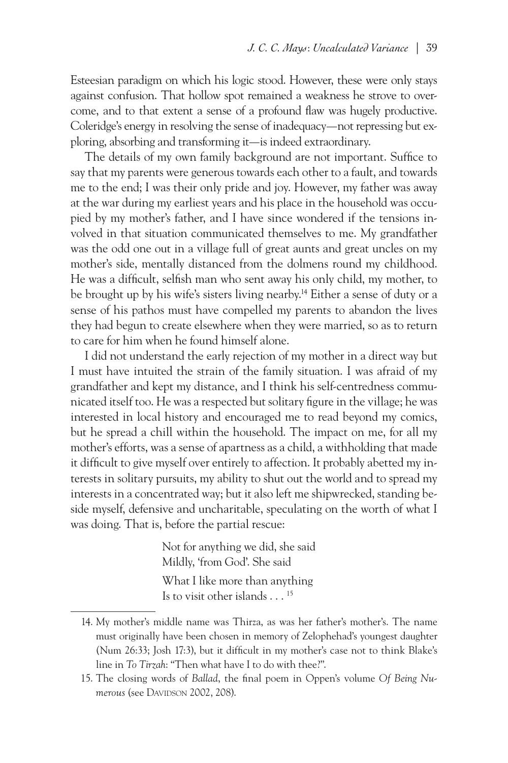Esteesian paradigm on which his logic stood. However, these were only stays against confusion. That hollow spot remained a weakness he strove to overcome, and to that extent a sense of a profound flaw was hugely productive. Coleridge's energy in resolving the sense of inadequacy—not repressing but exploring, absorbing and transforming it—is indeed extraordinary.

The details of my own family background are not important. Suffice to say that my parents were generous towards each other to a fault, and towards me to the end; I was their only pride and joy. However, my father was away at the war during my earliest years and his place in the household was occupied by my mother's father, and I have since wondered if the tensions involved in that situation communicated themselves to me. My grandfather was the odd one out in a village full of great aunts and great uncles on my mother's side, mentally distanced from the dolmens round my childhood. He was a difficult, selfish man who sent away his only child, my mother, to be brought up by his wife's sisters living nearby.[14] Either a sense of duty or a sense of his pathos must have compelled my parents to abandon the lives they had begun to create elsewhere when they were married, so as to return to care for him when he found himself alone.

I did not understand the early rejection of my mother in a direct way but I must have intuited the strain of the family situation. I was afraid of my grandfather and kept my distance, and I think his self-centredness communicated itself too. He was a respected but solitary figure in the village; he was interested in local history and encouraged me to read beyond my comics, but he spread a chill within the household. The impact on me, for all my mother's efforts, was a sense of apartness as a child, a withholding that made it difficult to give myself over entirely to affection. It probably abetted my interests in solitary pursuits, my ability to shut out the world and to spread my interests in a concentrated way; but it also left me shipwrecked, standing beside myself, defensive and uncharitable, speculating on the worth of what I was doing. That is, before the partial rescue:

> Not for anything we did, she said
> Mildly, 'from God'. She said
> What I like more than anything
> Is to visit other islands . . . [15]

---

14. My mother's middle name was Thirza, as was her father's mother's. The name must originally have been chosen in memory of Zelophehad's youngest daughter (Num 26:33; Josh 17:3), but it difficult in my mother's case not to think Blake's line in *To Tirzah*: "Then what have I to do with thee?".

15. The closing words of *Ballad*, the final poem in Oppen's volume *Of Being Numerous* (see DAVIDSON 2002, 208).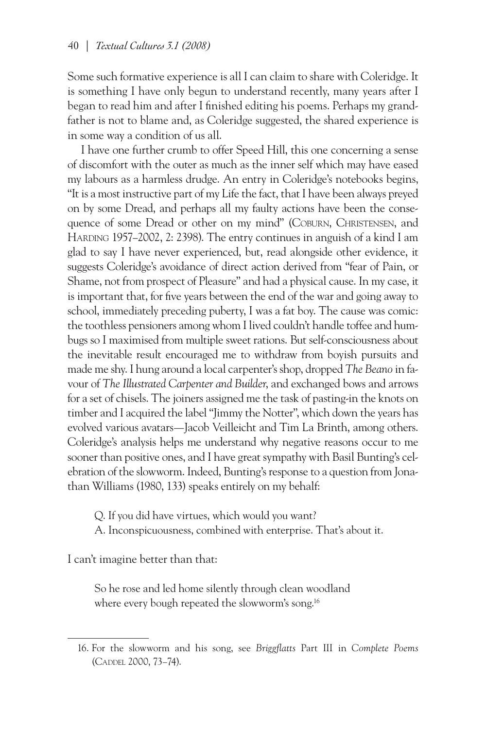Some such formative experience is all I can claim to share with Coleridge. It is something I have only begun to understand recently, many years after I began to read him and after I finished editing his poems. Perhaps my grandfather is not to blame and, as Coleridge suggested, the shared experience is in some way a condition of us all.

I have one further crumb to offer Speed Hill, this one concerning a sense of discomfort with the outer as much as the inner self which may have eased my labours as a harmless drudge. An entry in Coleridge's notebooks begins, "It is a most instructive part of my Life the fact, that I have been always preyed on by some Dread, and perhaps all my faulty actions have been the consequence of some Dread or other on my mind" (Coburn, Christensen, and Harding 1957–2002, 2: 2398). The entry continues in anguish of a kind I am glad to say I have never experienced, but, read alongside other evidence, it suggests Coleridge's avoidance of direct action derived from "fear of Pain, or Shame, not from prospect of Pleasure" and had a physical cause. In my case, it is important that, for five years between the end of the war and going away to school, immediately preceding puberty, I was a fat boy. The cause was comic: the toothless pensioners among whom I lived couldn't handle toffee and humbugs so I maximised from multiple sweet rations. But self-consciousness about the inevitable result encouraged me to withdraw from boyish pursuits and made me shy. I hung around a local carpenter's shop, dropped *The Beano* in favour of *The Illustrated Carpenter and Builder*, and exchanged bows and arrows for a set of chisels. The joiners assigned me the task of pasting-in the knots on timber and I acquired the label "Jimmy the Notter", which down the years has evolved various avatars—Jacob Veilleicht and Tim La Brinth, among others. Coleridge's analysis helps me understand why negative reasons occur to me sooner than positive ones, and I have great sympathy with Basil Bunting's celebration of the slowworm. Indeed, Bunting's response to a question from Jonathan Williams (1980, 133) speaks entirely on my behalf:

> Q. If you did have virtues, which would you want?
> A. Inconspicuousness, combined with enterprise. That's about it.

I can't imagine better than that:

> So he rose and led home silently through clean woodland
> where every bough repeated the slowworm's song.[16]

---

16. For the slowworm and his song, see *Briggflatts* Part III in *Complete Poems* (Caddel 2000, 73–74).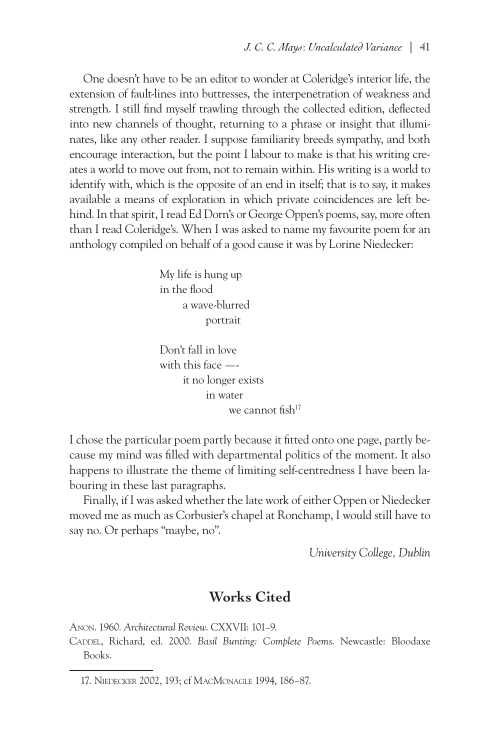One doesn't have to be an editor to wonder at Coleridge's interior life, the extension of fault-lines into buttresses, the interpenetration of weakness and strength. I still find myself trawling through the collected edition, deflected into new channels of thought, returning to a phrase or insight that illuminates, like any other reader. I suppose familiarity breeds sympathy, and both encourage interaction, but the point I labour to make is that his writing creates a world to move out from, not to remain within. His writing is a world to identify with, which is the opposite of an end in itself; that is to say, it makes available a means of exploration in which private coincidences are left behind. In that spirit, I read Ed Dorn's or George Oppen's poems, say, more often than I read Coleridge's. When I was asked to name my favourite poem for an anthology compiled on behalf of a good cause it was by Lorine Niedecker:

> My life is hung up
> in the flood
>     a wave-blurred
>         portrait
>
> Don't fall in love
> with this face —-
>     it no longer exists
>         in water
>             we cannot fish[17]

I chose the particular poem partly because it fitted onto one page, partly because my mind was filled with departmental politics of the moment. It also happens to illustrate the theme of limiting self-centredness I have been labouring in these last paragraphs.

Finally, if I was asked whether the late work of either Oppen or Niedecker moved me as much as Corbusier's chapel at Ronchamp, I would still have to say no. Or perhaps "maybe, no".

*University College, Dublin*

## Works Cited

Anon. 1960. *Architectural Review*. CXXVII: 101–9.

Caddel, Richard, ed. 2000. *Basil Bunting: Complete Poems*. Newcastle: Bloodaxe Books.

---

17. Niedecker 2002, 193; cf MacMonagle 1994, 186–87.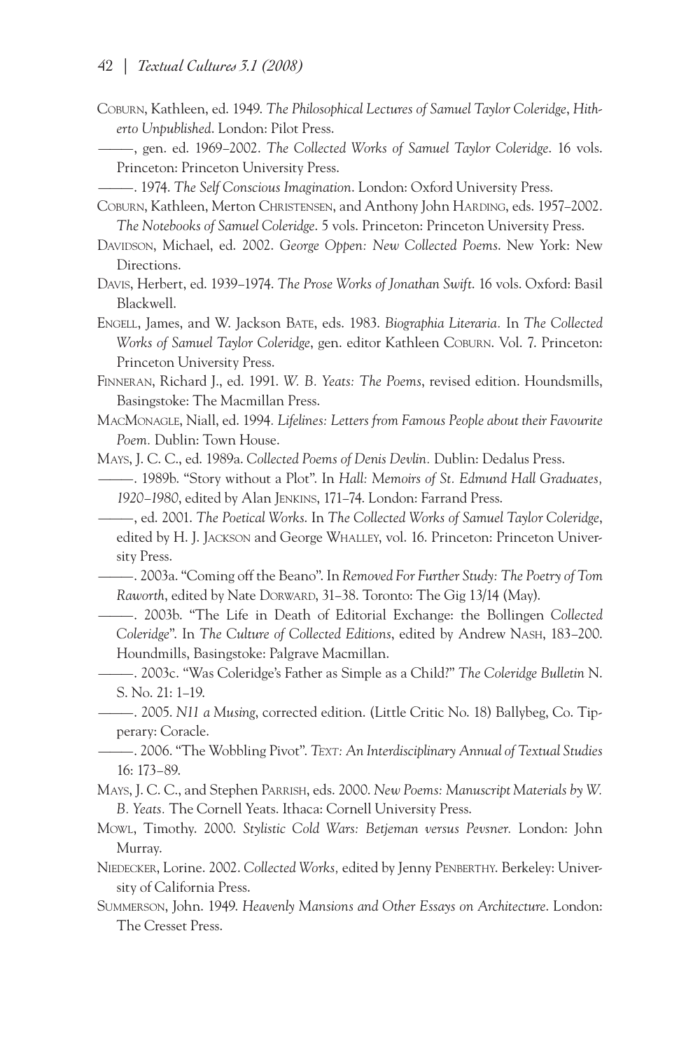Coburn, Kathleen, ed. 1949. *The Philosophical Lectures of Samuel Taylor Coleridge, Hitherto Unpublished*. London: Pilot Press.

———, gen. ed. 1969–2002. *The Collected Works of Samuel Taylor Coleridge*. 16 vols. Princeton: Princeton University Press.

———. 1974. *The Self Conscious Imagination*. London: Oxford University Press.

Coburn, Kathleen, Merton Christensen, and Anthony John Harding, eds. 1957–2002. *The Notebooks of Samuel Coleridge*. 5 vols. Princeton: Princeton University Press.

Davidson, Michael, ed. 2002. *George Oppen: New Collected Poems*. New York: New Directions.

Davis, Herbert, ed. 1939–1974. *The Prose Works of Jonathan Swift*. 16 vols. Oxford: Basil Blackwell.

Engell, James, and W. Jackson Bate, eds. 1983. *Biographia Literaria.* In *The Collected Works of Samuel Taylor Coleridge*, gen. editor Kathleen Coburn. Vol. 7. Princeton: Princeton University Press.

Finneran, Richard J., ed. 1991. *W. B. Yeats: The Poems*, revised edition. Houndsmills, Basingstoke: The Macmillan Press.

MacMonagle, Niall, ed. 1994. *Lifelines: Letters from Famous People about their Favourite Poem.* Dublin: Town House.

Mays, J. C. C., ed. 1989a. *Collected Poems of Denis Devlin.* Dublin: Dedalus Press.

———. 1989b. "Story without a Plot". In *Hall: Memoirs of St. Edmund Hall Graduates, 1920–1980*, edited by Alan Jenkins, 171–74. London: Farrand Press.

———, ed. 2001. *The Poetical Works.* In *The Collected Works of Samuel Taylor Coleridge*, edited by H. J. Jackson and George Whalley, vol. 16. Princeton: Princeton University Press.

———. 2003a. "Coming off the Beano". In *Removed For Further Study: The Poetry of Tom Raworth*, edited by Nate Dorward, 31–38. Toronto: The Gig 13/14 (May).

———. 2003b. "The Life in Death of Editorial Exchange: the Bollingen *Collected Coleridge*". In *The Culture of Collected Editions*, edited by Andrew Nash, 183–200. Houndmills, Basingstoke: Palgrave Macmillan.

———. 2003c. "Was Coleridge's Father as Simple as a Child?" *The Coleridge Bulletin* N. S. No. 21: 1–19.

———. 2005. *N11 a Musing*, corrected edition. (Little Critic No. 18) Ballybeg, Co. Tipperary: Coracle.

———. 2006. "The Wobbling Pivot". *Text: An Interdisciplinary Annual of Textual Studies* 16: 173–89.

Mays, J. C. C., and Stephen Parrish, eds. 2000. *New Poems: Manuscript Materials by W. B. Yeats.* The Cornell Yeats. Ithaca: Cornell University Press.

Mowl, Timothy. 2000. *Stylistic Cold Wars: Betjeman versus Pevsner.* London: John Murray.

Niedecker, Lorine. 2002. *Collected Works,* edited by Jenny Penberthy. Berkeley: University of California Press.

Summerson, John. 1949. *Heavenly Mansions and Other Essays on Architecture*. London: The Cresset Press.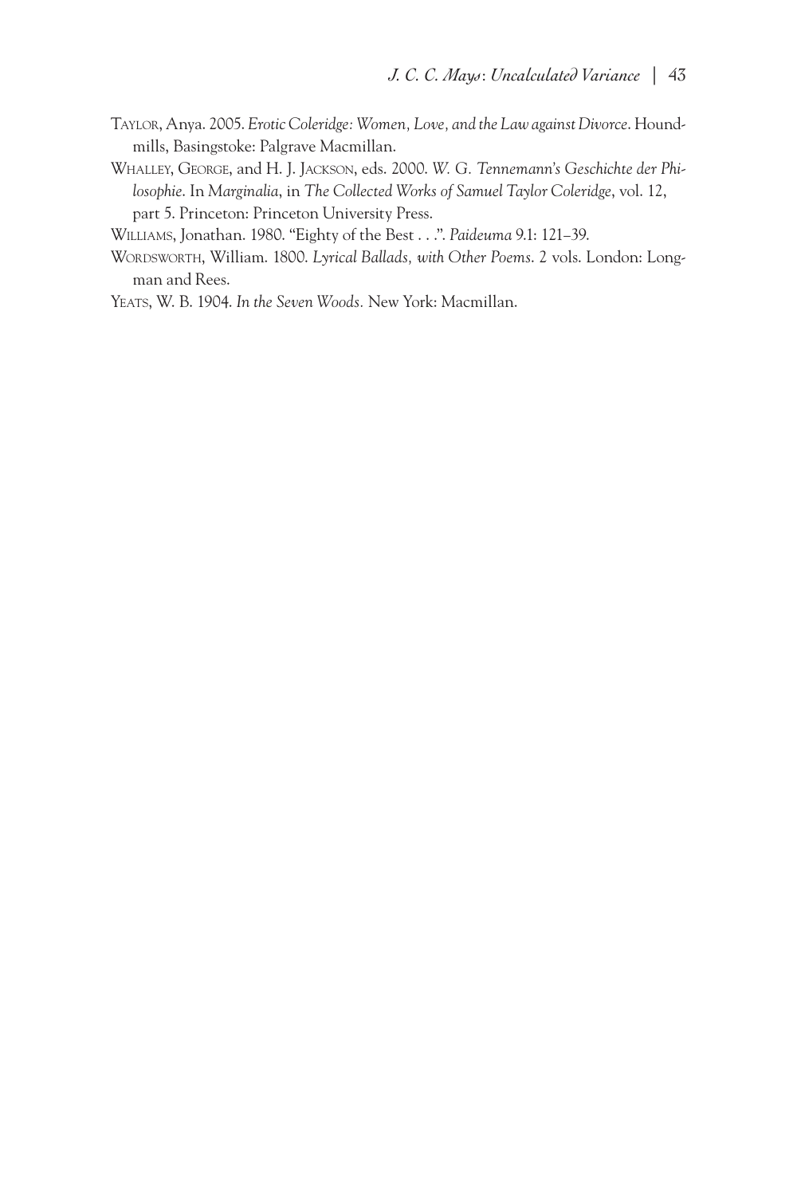Taylor, Anya. 2005. *Erotic Coleridge: Women, Love, and the Law against Divorce*. Houndmills, Basingstoke: Palgrave Macmillan.

Whalley, George, and H. J. Jackson, eds. 2000. *W. G. Tennemann's Geschichte der Philosophie*. In *Marginalia*, in *The Collected Works of Samuel Taylor Coleridge*, vol. 12, part 5. Princeton: Princeton University Press.

Williams, Jonathan. 1980. "Eighty of the Best . . .". *Paideuma* 9.1: 121–39.

Wordsworth, William. 1800. *Lyrical Ballads, with Other Poems*. 2 vols. London: Longman and Rees.

Yeats, W. B. 1904. *In the Seven Woods.* New York: Macmillan.